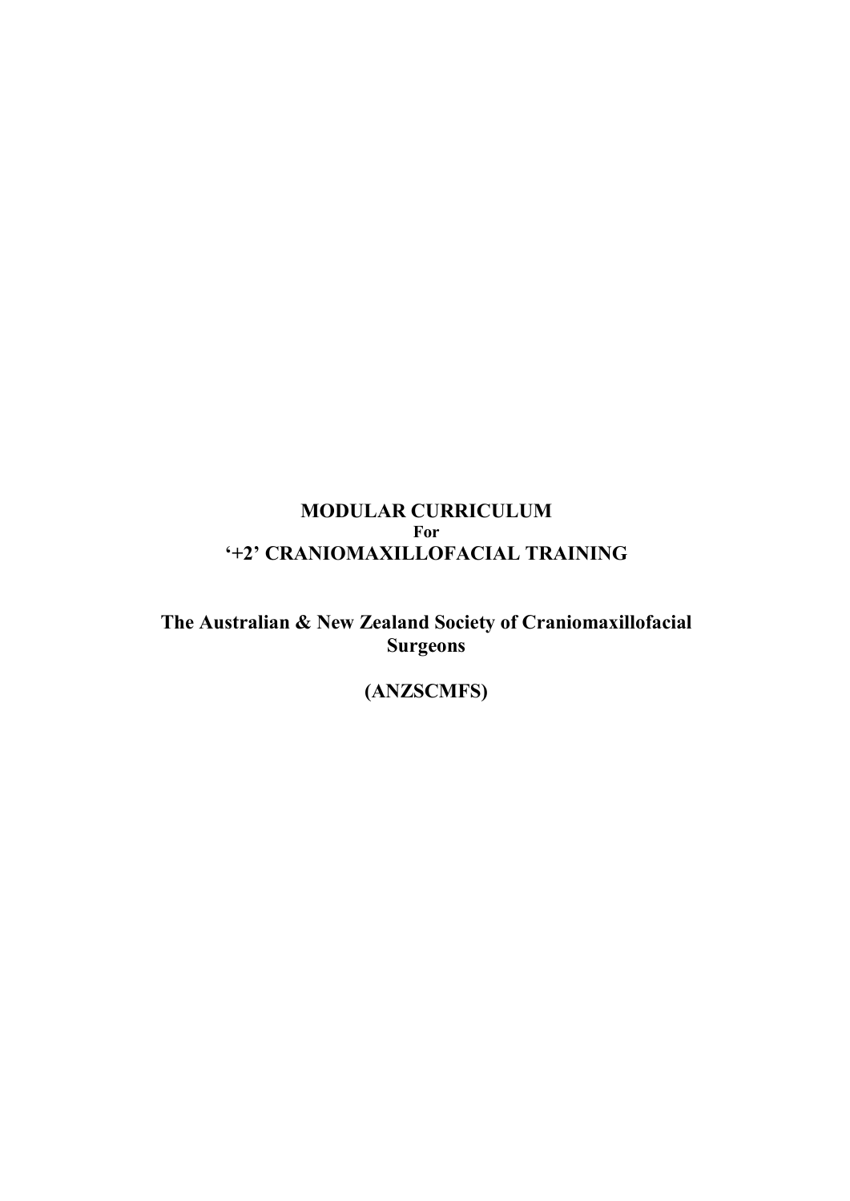# MODULAR CURRICULUM

**For**

# '+2' CRANIOMAXILLOFACIAL TRAINING

## The Australian & New Zealand Society of Craniomaxillofacial Surgeons

## (ANZSCMFS)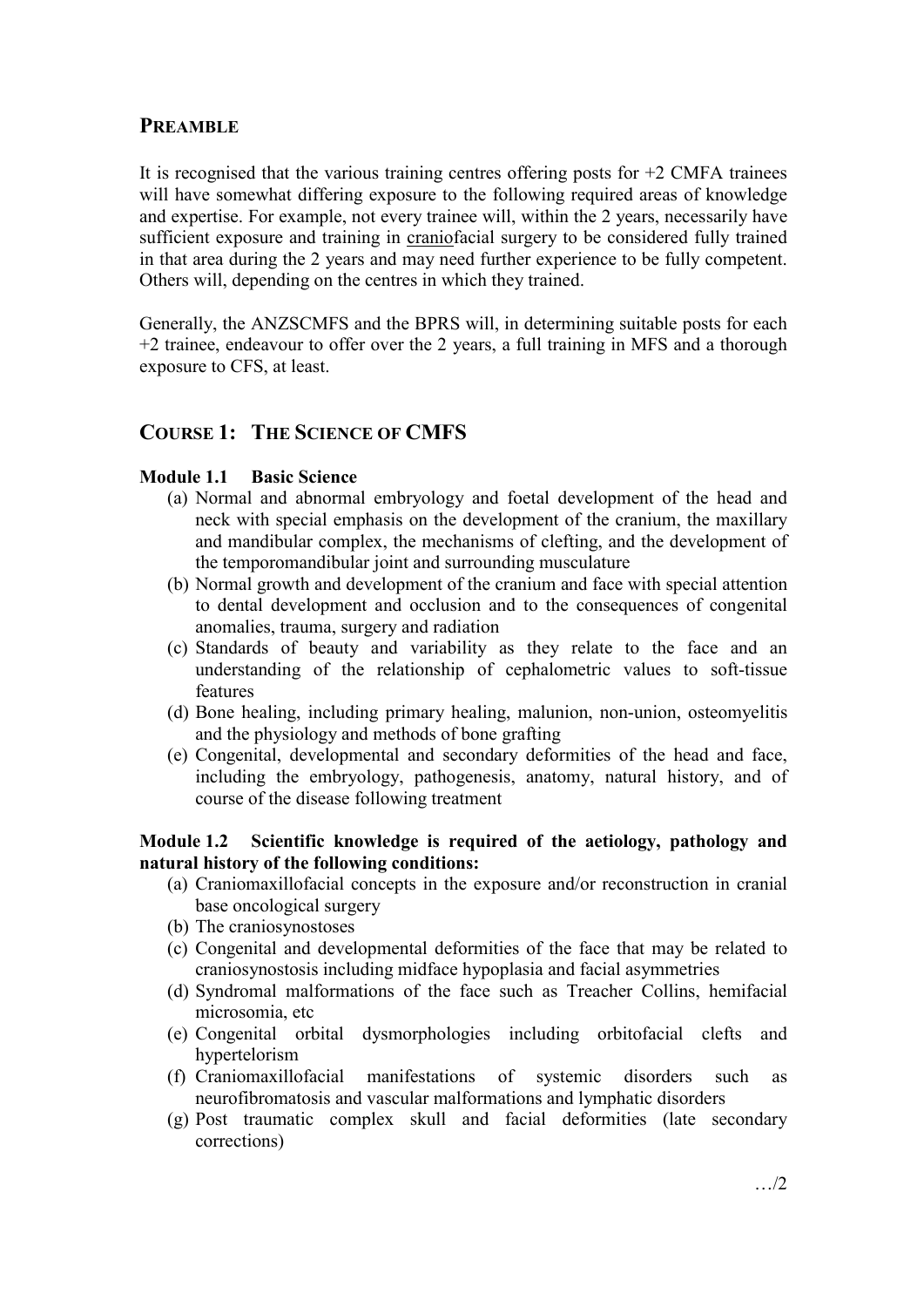## PREAMBLE

It is recognised that the various training centres offering posts for +2 CMFA trainees will have somewhat differing exposure to the following required areas of knowledge and expertise. For example, not every trainee will, within the 2 years, necessarily have sufficient exposure and training in craniofacial surgery to be considered fully trained in that area during the 2 years and may need further experience to be fully competent. Others will, depending on the centres in which they trained.

Generally, the ANZSCMFS and the BPRS will, in determining suitable posts for each +2 trainee, endeavour to offer over the 2 years, a full training in MFS and a thorough exposure to CFS, at least.

## COURSE 1: THE SCIENCE OF CMFS

### Module 1.1 Basic Science

(a) Normal and abnormal embryology and foetal development of the head and neck with special emphasis on the development of the cranium, the maxillary and mandibular complex, the mechanisms of clefting, and the development of the temporomandibular joint and surrounding musculature

(b) Normal growth and development of the cranium and face with special attention to dental development and occlusion and to the consequences of congenital anomalies, trauma, surgery and radiation

(c) Standards of beauty and variability as they relate to the face and an understanding of the relationship of cephalometric values to soft-tissue features

(d) Bone healing, including primary healing, malunion, non-union, osteomyelitis and the physiology and methods of bone grafting

(e) Congenital, developmental and secondary deformities of the head and face, including the embryology, pathogenesis, anatomy, natural history, and of course of the disease following treatment

### Module 1.2 Scientific knowledge is required of the aetiology, pathology and natural history of the following conditions:

(a) Craniomaxillofacial concepts in the exposure and/or reconstruction in cranial base oncological surgery

(b) The craniosynostoses

(c) Congenital and developmental deformities of the face that may be related to craniosynostosis including midface hypoplasia and facial asymmetries

(d) Syndromal malformations of the face such as Treacher Collins, hemifacial microsomia, etc

(e) Congenital orbital dysmorphologies including orbitofacial clefts and hypertelorism

(f) Craniomaxillofacial manifestations of systemic disorders such as neurofibromatosis and vascular malformations and lymphatic disorders

(g) Post traumatic complex skull and facial deformities (late secondary corrections)

…/2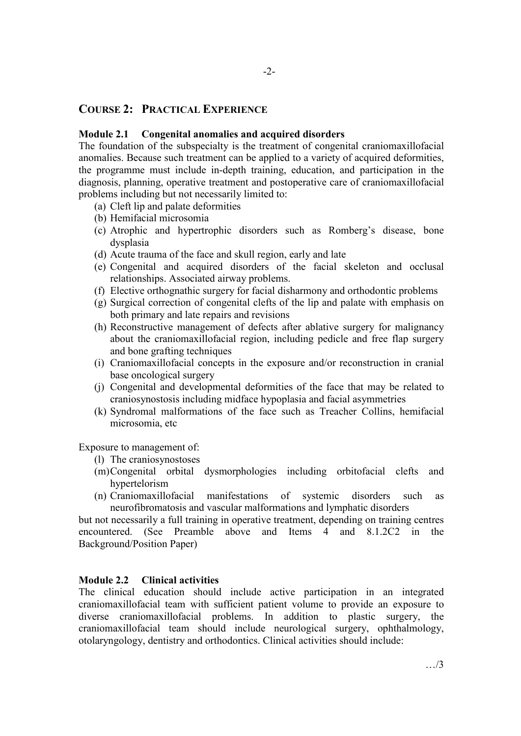## COURSE 2: PRACTICAL EXPERIENCE

**Module 2.1 Congenital anomalies and acquired disorders**

The foundation of the subspecialty is the treatment of congenital craniomaxillofacial anomalies. Because such treatment can be applied to a variety of acquired deformities, the programme must include in-depth training, education, and participation in the diagnosis, planning, operative treatment and postoperative care of craniomaxillofacial problems including but not necessarily limited to:

(a) Cleft lip and palate deformities
(b) Hemifacial microsomia
(c) Atrophic and hypertrophic disorders such as Romberg's disease, bone dysplasia
(d) Acute trauma of the face and skull region, early and late
(e) Congenital and acquired disorders of the facial skeleton and occlusal relationships. Associated airway problems.
(f) Elective orthognathic surgery for facial disharmony and orthodontic problems
(g) Surgical correction of congenital clefts of the lip and palate with emphasis on both primary and late repairs and revisions
(h) Reconstructive management of defects after ablative surgery for malignancy about the craniomaxillofacial region, including pedicle and free flap surgery and bone grafting techniques
(i) Craniomaxillofacial concepts in the exposure and/or reconstruction in cranial base oncological surgery
(j) Congenital and developmental deformities of the face that may be related to craniosynostosis including midface hypoplasia and facial asymmetries
(k) Syndromal malformations of the face such as Treacher Collins, hemifacial microsomia, etc

Exposure to management of:

(l) The craniosynostoses
(m) Congenital orbital dysmorphologies including orbitofacial clefts and hypertelorism
(n) Craniomaxillofacial manifestations of systemic disorders such as neurofibromatosis and vascular malformations and lymphatic disorders

but not necessarily a full training in operative treatment, depending on training centres encountered. (See Preamble above and Items 4 and 8.1.2C2 in the Background/Position Paper)

**Module 2.2 Clinical activities**

The clinical education should include active participation in an integrated craniomaxillofacial team with sufficient patient volume to provide an exposure to diverse craniomaxillofacial problems. In addition to plastic surgery, the craniomaxillofacial team should include neurological surgery, ophthalmology, otolaryngology, dentistry and orthodontics. Clinical activities should include: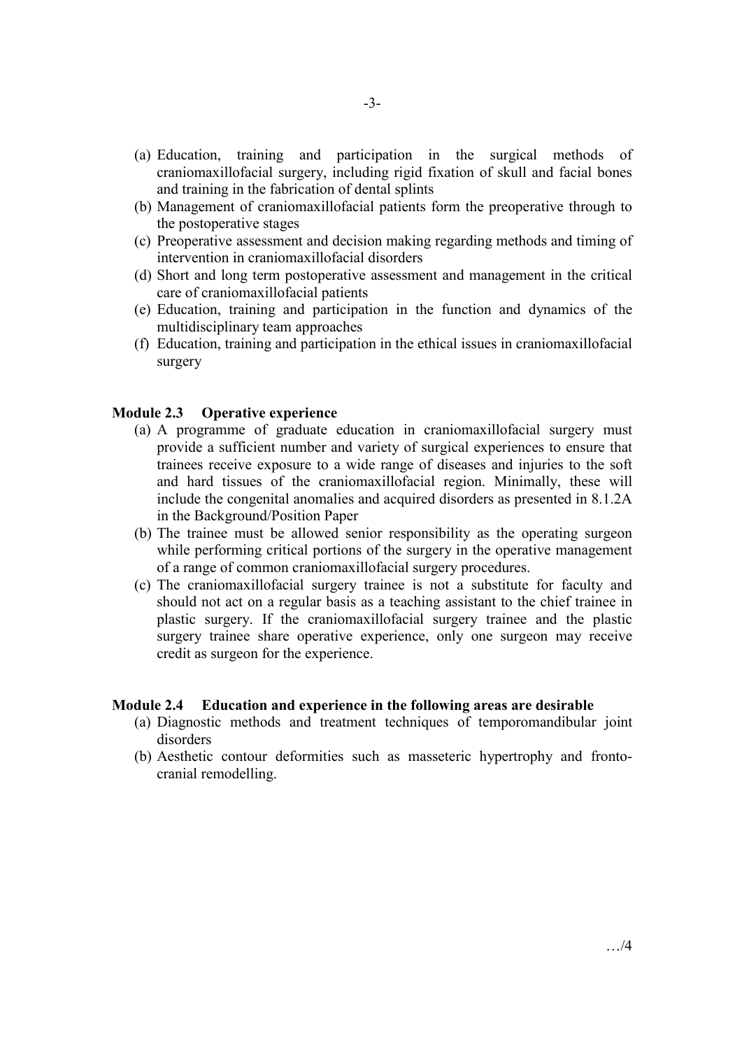(a) Education, training and participation in the surgical methods of craniomaxillofacial surgery, including rigid fixation of skull and facial bones and training in the fabrication of dental splints

(b) Management of craniomaxillofacial patients form the preoperative through to the postoperative stages

(c) Preoperative assessment and decision making regarding methods and timing of intervention in craniomaxillofacial disorders

(d) Short and long term postoperative assessment and management in the critical care of craniomaxillofacial patients

(e) Education, training and participation in the function and dynamics of the multidisciplinary team approaches

(f) Education, training and participation in the ethical issues in craniomaxillofacial surgery

**Module 2.3 Operative experience**

(a) A programme of graduate education in craniomaxillofacial surgery must provide a sufficient number and variety of surgical experiences to ensure that trainees receive exposure to a wide range of diseases and injuries to the soft and hard tissues of the craniomaxillofacial region. Minimally, these will include the congenital anomalies and acquired disorders as presented in 8.1.2A in the Background/Position Paper

(b) The trainee must be allowed senior responsibility as the operating surgeon while performing critical portions of the surgery in the operative management of a range of common craniomaxillofacial surgery procedures.

(c) The craniomaxillofacial surgery trainee is not a substitute for faculty and should not act on a regular basis as a teaching assistant to the chief trainee in plastic surgery. If the craniomaxillofacial surgery trainee and the plastic surgery trainee share operative experience, only one surgeon may receive credit as surgeon for the experience.

**Module 2.4 Education and experience in the following areas are desirable**

(a) Diagnostic methods and treatment techniques of temporomandibular joint disorders

(b) Aesthetic contour deformities such as masseteric hypertrophy and fronto-cranial remodelling.

…/4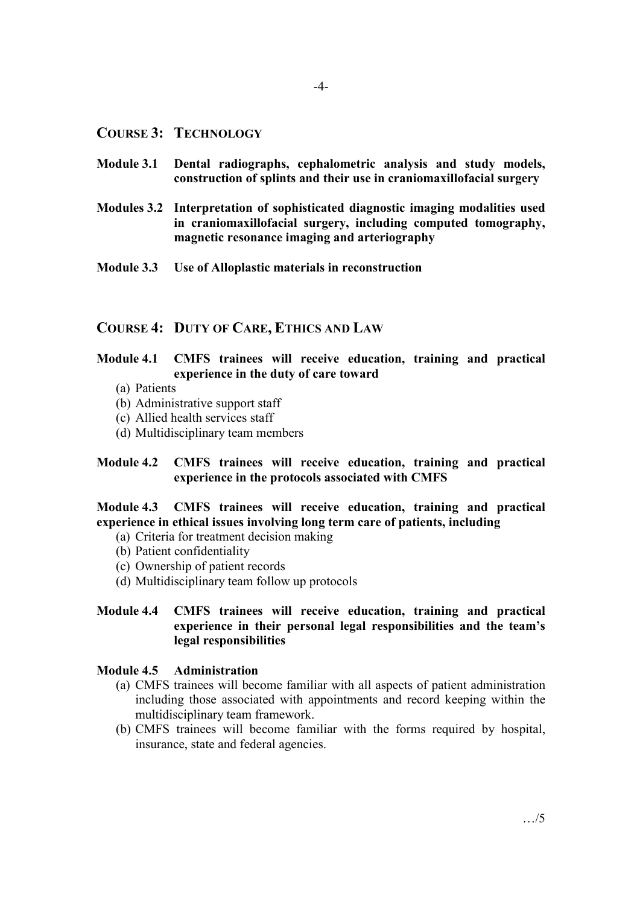## Course 3: Technology

**Module 3.1 Dental radiographs, cephalometric analysis and study models, construction of splints and their use in craniomaxillofacial surgery**

**Modules 3.2 Interpretation of sophisticated diagnostic imaging modalities used in craniomaxillofacial surgery, including computed tomography, magnetic resonance imaging and arteriography**

**Module 3.3 Use of Alloplastic materials in reconstruction**

## Course 4: Duty of Care, Ethics and Law

**Module 4.1 CMFS trainees will receive education, training and practical experience in the duty of care toward**

(a) Patients
(b) Administrative support staff
(c) Allied health services staff
(d) Multidisciplinary team members

**Module 4.2 CMFS trainees will receive education, training and practical experience in the protocols associated with CMFS**

**Module 4.3 CMFS trainees will receive education, training and practical experience in ethical issues involving long term care of patients, including**

(a) Criteria for treatment decision making
(b) Patient confidentiality
(c) Ownership of patient records
(d) Multidisciplinary team follow up protocols

**Module 4.4 CMFS trainees will receive education, training and practical experience in their personal legal responsibilities and the team's legal responsibilities**

**Module 4.5 Administration**

(a) CMFS trainees will become familiar with all aspects of patient administration including those associated with appointments and record keeping within the multidisciplinary team framework.
(b) CMFS trainees will become familiar with the forms required by hospital, insurance, state and federal agencies.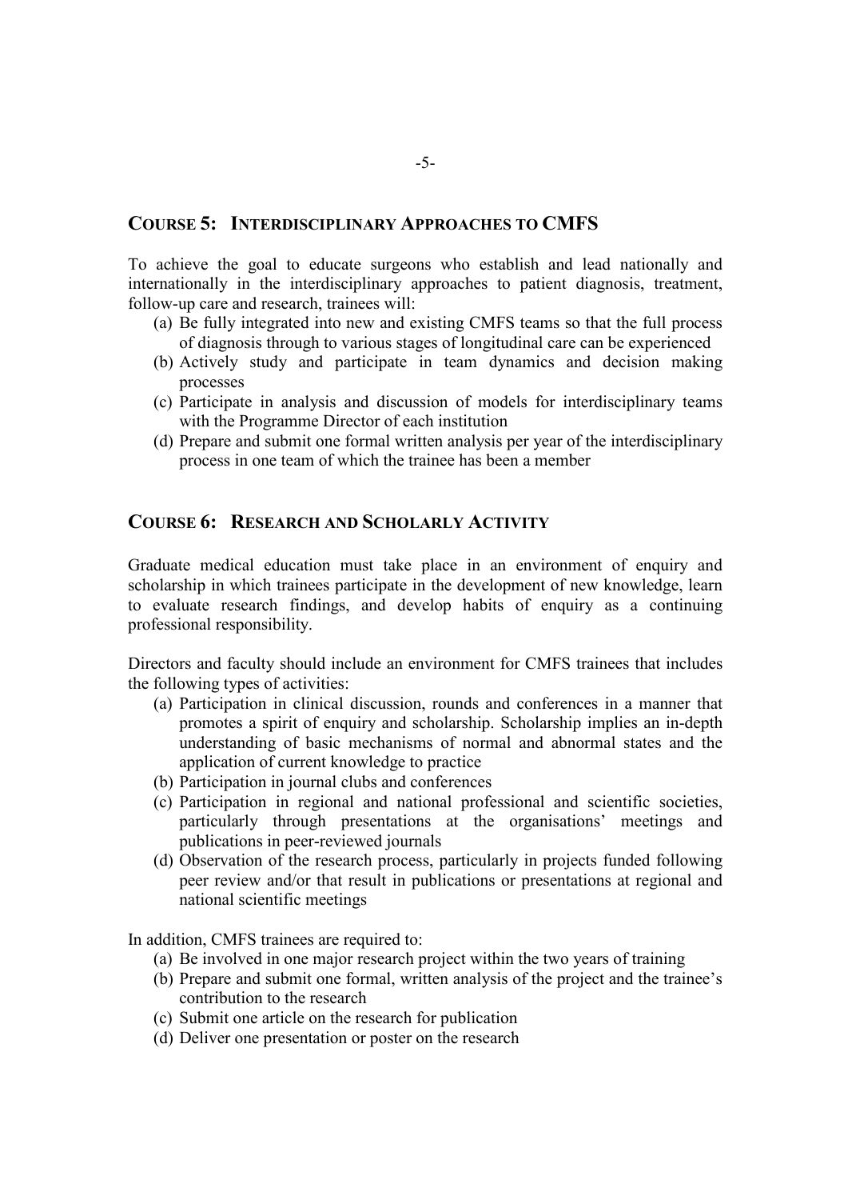## COURSE 5: INTERDISCIPLINARY APPROACHES TO CMFS

To achieve the goal to educate surgeons who establish and lead nationally and internationally in the interdisciplinary approaches to patient diagnosis, treatment, follow-up care and research, trainees will:

(a) Be fully integrated into new and existing CMFS teams so that the full process of diagnosis through to various stages of longitudinal care can be experienced
(b) Actively study and participate in team dynamics and decision making processes
(c) Participate in analysis and discussion of models for interdisciplinary teams with the Programme Director of each institution
(d) Prepare and submit one formal written analysis per year of the interdisciplinary process in one team of which the trainee has been a member

## COURSE 6: RESEARCH AND SCHOLARLY ACTIVITY

Graduate medical education must take place in an environment of enquiry and scholarship in which trainees participate in the development of new knowledge, learn to evaluate research findings, and develop habits of enquiry as a continuing professional responsibility.

Directors and faculty should include an environment for CMFS trainees that includes the following types of activities:

(a) Participation in clinical discussion, rounds and conferences in a manner that promotes a spirit of enquiry and scholarship. Scholarship implies an in-depth understanding of basic mechanisms of normal and abnormal states and the application of current knowledge to practice
(b) Participation in journal clubs and conferences
(c) Participation in regional and national professional and scientific societies, particularly through presentations at the organisations' meetings and publications in peer-reviewed journals
(d) Observation of the research process, particularly in projects funded following peer review and/or that result in publications or presentations at regional and national scientific meetings

In addition, CMFS trainees are required to:

(a) Be involved in one major research project within the two years of training
(b) Prepare and submit one formal, written analysis of the project and the trainee's contribution to the research
(c) Submit one article on the research for publication
(d) Deliver one presentation or poster on the research